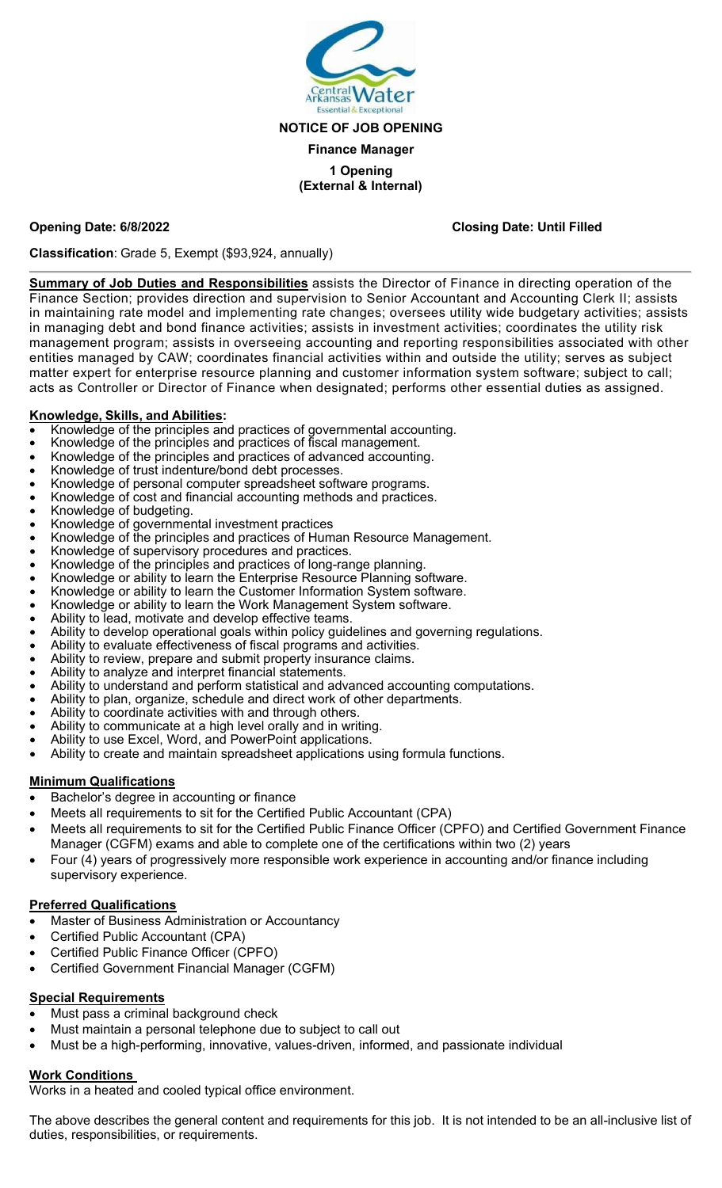Central Arkansas Water
Essential & Exceptional

# NOTICE OF JOB OPENING

## Finance Manager

**1 Opening**
**(External & Internal)**

**Opening Date: 6/8/2022** **Closing Date: Until Filled**

**Classification**: Grade 5, Exempt ($93,924, annually)

**Summary of Job Duties and Responsibilities** assists the Director of Finance in directing operation of the Finance Section; provides direction and supervision to Senior Accountant and Accounting Clerk II; assists in maintaining rate model and implementing rate changes; oversees utility wide budgetary activities; assists in managing debt and bond finance activities; assists in investment activities; coordinates the utility risk management program; assists in overseeing accounting and reporting responsibilities associated with other entities managed by CAW; coordinates financial activities within and outside the utility; serves as subject matter expert for enterprise resource planning and customer information system software; subject to call; acts as Controller or Director of Finance when designated; performs other essential duties as assigned.

**Knowledge, Skills, and Abilities:**

- Knowledge of the principles and practices of governmental accounting.
- Knowledge of the principles and practices of fiscal management.
- Knowledge of the principles and practices of advanced accounting.
- Knowledge of trust indenture/bond debt processes.
- Knowledge of personal computer spreadsheet software programs.
- Knowledge of cost and financial accounting methods and practices.
- Knowledge of budgeting.
- Knowledge of governmental investment practices
- Knowledge of the principles and practices of Human Resource Management.
- Knowledge of supervisory procedures and practices.
- Knowledge of the principles and practices of long-range planning.
- Knowledge or ability to learn the Enterprise Resource Planning software.
- Knowledge or ability to learn the Customer Information System software.
- Knowledge or ability to learn the Work Management System software.
- Ability to lead, motivate and develop effective teams.
- Ability to develop operational goals within policy guidelines and governing regulations.
- Ability to evaluate effectiveness of fiscal programs and activities.
- Ability to review, prepare and submit property insurance claims.
- Ability to analyze and interpret financial statements.
- Ability to understand and perform statistical and advanced accounting computations.
- Ability to plan, organize, schedule and direct work of other departments.
- Ability to coordinate activities with and through others.
- Ability to communicate at a high level orally and in writing.
- Ability to use Excel, Word, and PowerPoint applications.
- Ability to create and maintain spreadsheet applications using formula functions.

**Minimum Qualifications**

- Bachelor's degree in accounting or finance
- Meets all requirements to sit for the Certified Public Accountant (CPA)
- Meets all requirements to sit for the Certified Public Finance Officer (CPFO) and Certified Government Finance Manager (CGFM) exams and able to complete one of the certifications within two (2) years
- Four (4) years of progressively more responsible work experience in accounting and/or finance including supervisory experience.

**Preferred Qualifications**

- Master of Business Administration or Accountancy
- Certified Public Accountant (CPA)
- Certified Public Finance Officer (CPFO)
- Certified Government Financial Manager (CGFM)

**Special Requirements**

- Must pass a criminal background check
- Must maintain a personal telephone due to subject to call out
- Must be a high-performing, innovative, values-driven, informed, and passionate individual

**Work Conditions**

Works in a heated and cooled typical office environment.

The above describes the general content and requirements for this job. It is not intended to be an all-inclusive list of duties, responsibilities, or requirements.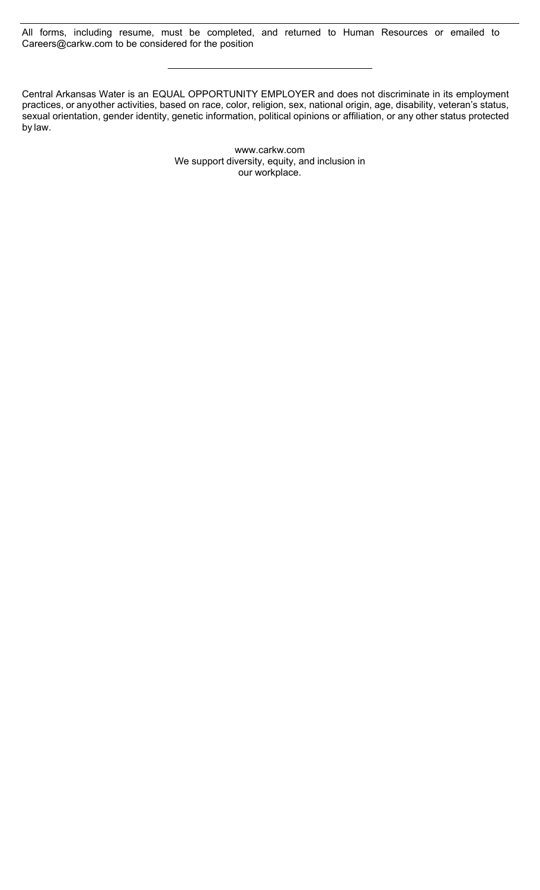All forms, including resume, must be completed, and returned to Human Resources or emailed to Careers@carkw.com to be considered for the position

---

Central Arkansas Water is an EQUAL OPPORTUNITY EMPLOYER and does not discriminate in its employment practices, or anyother activities, based on race, color, religion, sex, national origin, age, disability, veteran's status, sexual orientation, gender identity, genetic information, political opinions or affiliation, or any other status protected by law.

www.carkw.com
We support diversity, equity, and inclusion in our workplace.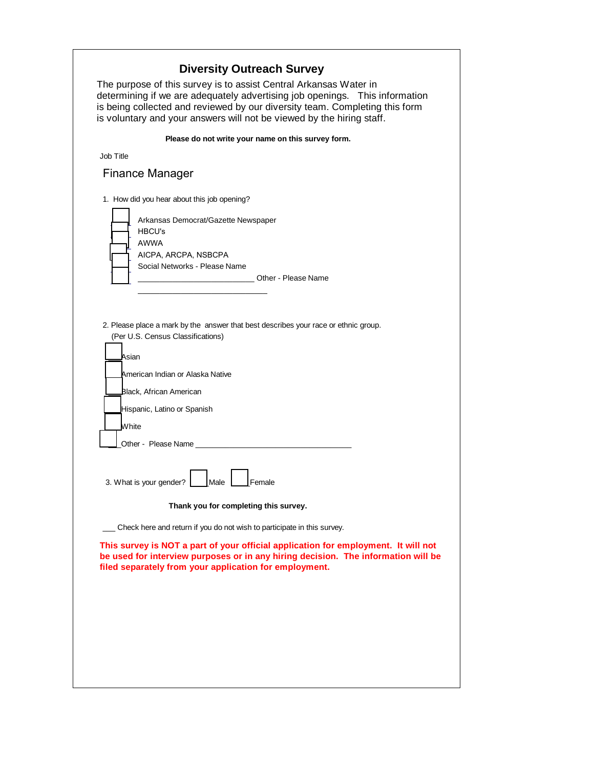# Diversity Outreach Survey

The purpose of this survey is to assist Central Arkansas Water in determining if we are adequately advertising job openings. This information is being collected and reviewed by our diversity team. Completing this form is voluntary and your answers will not be viewed by the hiring staff.

**Please do not write your name on this survey form.**

Job Title

Finance Manager

1. How did you hear about this job opening?

- ☐ Arkansas Democrat/Gazette Newspaper
- ☐ HBCU's
- ☐ AWWA
- ☐ AICPA, ARCPA, NSBCPA
- ☐ Social Networks - Please Name ___________________________
- ☐ Other - Please Name ______________________________

2. Please place a mark by the answer that best describes your race or ethnic group. (Per U.S. Census Classifications)

- ☐ Asian
- ☐ American Indian or Alaska Native
- ☐ Black, African American
- ☐ Hispanic, Latino or Spanish
- ☐ White
- ☐ Other - Please Name ____________________________________

3. What is your gender? ☐ Male ☐ Female

**Thank you for completing this survey.**

___ Check here and return if you do not wish to participate in this survey.

**This survey is NOT a part of your official application for employment. It will not be used for interview purposes or in any hiring decision. The information will be filed separately from your application for employment.**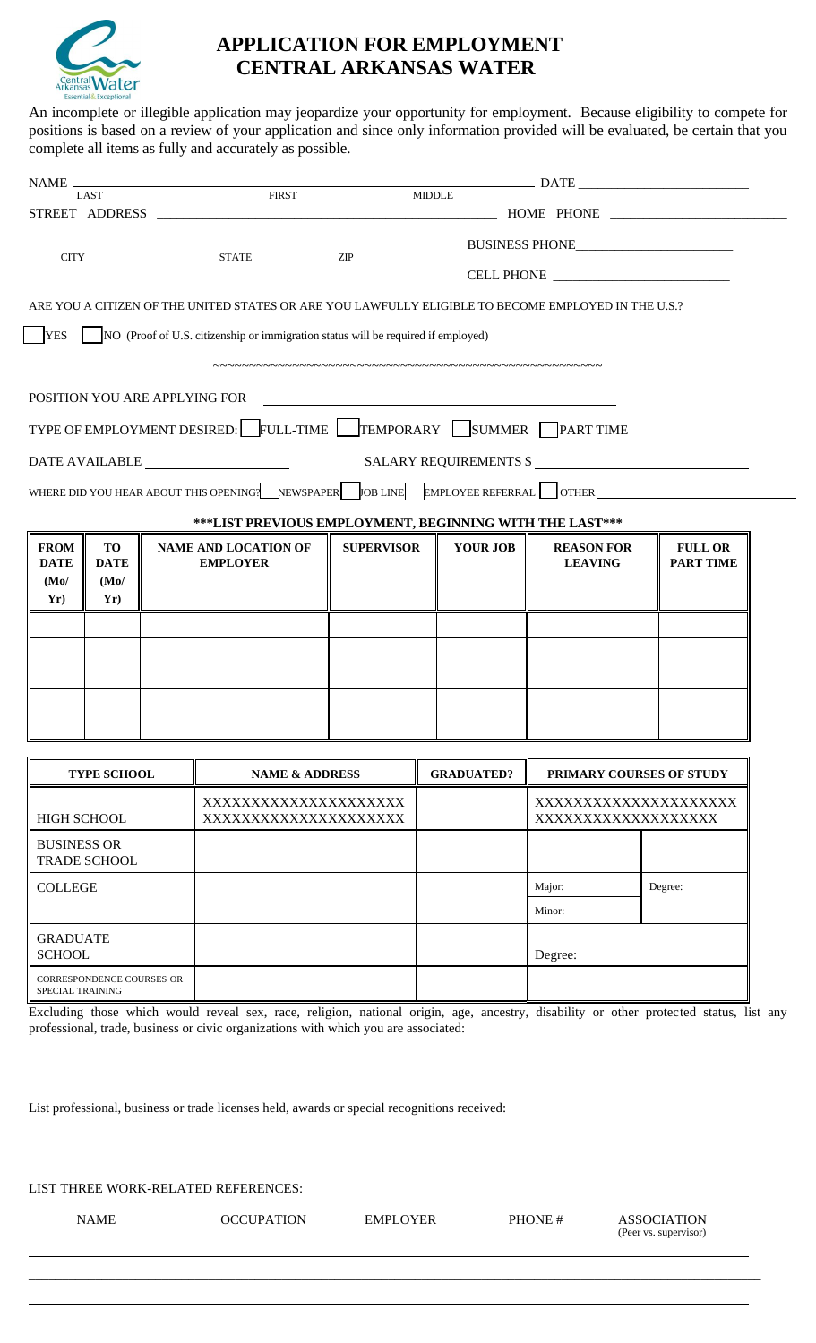# APPLICATION FOR EMPLOYMENT
# CENTRAL ARKANSAS WATER

An incomplete or illegible application may jeopardize your opportunity for employment. Because eligibility to compete for positions is based on a review of your application and since only information provided will be evaluated, be certain that you complete all items as fully and accurately as possible.

NAME ______________________________________________ DATE ____________________
LAST FIRST MIDDLE

STREET ADDRESS ______________________________________ HOME PHONE ____________________

______________________________________ BUSINESS PHONE____________________
CITY STATE ZIP

CELL PHONE ____________________

ARE YOU A CITIZEN OF THE UNITED STATES OR ARE YOU LAWFULLY ELIGIBLE TO BECOME EMPLOYED IN THE U.S.?

☐ YES ☐ NO (Proof of U.S. citizenship or immigration status will be required if employed)

~~~~~~~~~~~~~~~~~~~~~~~~~~~~~~~~~~~~~~~~~~~~~~~~~~~~~~~~~~~~~~~~

POSITION YOU ARE APPLYING FOR ______________________________________

TYPE OF EMPLOYMENT DESIRED: ☐ FULL-TIME ☐ TEMPORARY ☐ SUMMER ☐ PART TIME

DATE AVAILABLE ____________________ SALARY REQUIREMENTS $ ____________________

WHERE DID YOU HEAR ABOUT THIS OPENING? ☐ NEWSPAPER ☐ JOB LINE ☐ EMPLOYEE REFERRAL ☐ OTHER ____________________

**\*\*\*LIST PREVIOUS EMPLOYMENT, BEGINNING WITH THE LAST\*\*\***

| FROM DATE (Mo/ Yr) | TO DATE (Mo/ Yr) | NAME AND LOCATION OF EMPLOYER | SUPERVISOR | YOUR JOB | REASON FOR LEAVING | FULL OR PART TIME |
|---|---|---|---|---|---|---|
| | | | | | | |
| | | | | | | |
| | | | | | | |
| | | | | | | |
| | | | | | | |

| TYPE SCHOOL | NAME & ADDRESS | GRADUATED? | PRIMARY COURSES OF STUDY | |
|---|---|---|---|---|
| HIGH SCHOOL | XXXXXXXXXXXXXXXXXXXX XXXXXXXXXXXXXXXXXXXX | | XXXXXXXXXXXXXXXXXXXX XXXXXXXXXXXXXXXXX | |
| BUSINESS OR TRADE SCHOOL | | | | |
| COLLEGE | | | Major: | Degree: |
| | | | Minor: | |
| GRADUATE SCHOOL | | | Degree: | |
| CORRESPONDENCE COURSES OR SPECIAL TRAINING | | | | |

Excluding those which would reveal sex, race, religion, national origin, age, ancestry, disability or other protected status, list any professional, trade, business or civic organizations with which you are associated:

List professional, business or trade licenses held, awards or special recognitions received:

LIST THREE WORK-RELATED REFERENCES:

| NAME | OCCUPATION | EMPLOYER | PHONE # | ASSOCIATION (Peer vs. supervisor) |
|---|---|---|---|---|
| | | | | |
| | | | | |
| | | | | |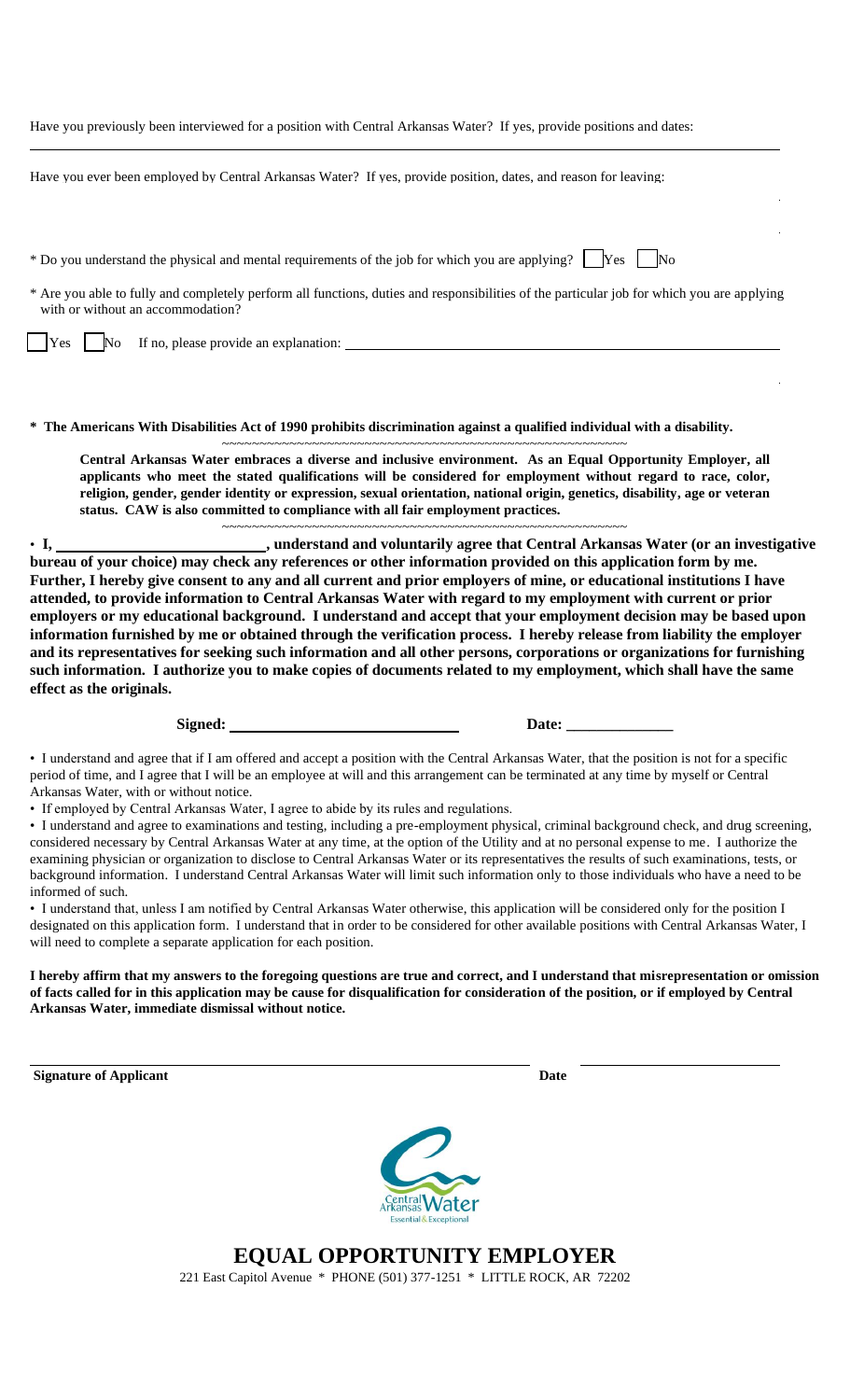Have you previously been interviewed for a position with Central Arkansas Water? If yes, provide positions and dates:

___

Have you ever been employed by Central Arkansas Water? If yes, provide position, dates, and reason for leaving:

\* Do you understand the physical and mental requirements of the job for which you are applying? ☐ Yes ☐ No

\* Are you able to fully and completely perform all functions, duties and responsibilities of the particular job for which you are applying with or without an accommodation?

☐ Yes ☐ No If no, please provide an explanation: ___

**\* The Americans With Disabilities Act of 1990 prohibits discrimination against a qualified individual with a disability.**

~~~~~~~~~~~~~~~~~~~~~~~~~~~~~~~~~~~~~~~~~~~~~~~~~~~~~~~~

**Central Arkansas Water embraces a diverse and inclusive environment. As an Equal Opportunity Employer, all applicants who meet the stated qualifications will be considered for employment without regard to race, color, religion, gender, gender identity or expression, sexual orientation, national origin, genetics, disability, age or veteran status. CAW is also committed to compliance with all fair employment practices.**

~~~~~~~~~~~~~~~~~~~~~~~~~~~~~~~~~~~~~~~~~~~~~~~~~~~~~~~~

**• I, ___, understand and voluntarily agree that Central Arkansas Water (or an investigative bureau of your choice) may check any references or other information provided on this application form by me. Further, I hereby give consent to any and all current and prior employers of mine, or educational institutions I have attended, to provide information to Central Arkansas Water with regard to my employment with current or prior employers or my educational background. I understand and accept that your employment decision may be based upon information furnished by me or obtained through the verification process. I hereby release from liability the employer and its representatives for seeking such information and all other persons, corporations or organizations for furnishing such information. I authorize you to make copies of documents related to my employment, which shall have the same effect as the originals.**

**Signed:** ___ **Date:** ___

• I understand and agree that if I am offered and accept a position with the Central Arkansas Water, that the position is not for a specific period of time, and I agree that I will be an employee at will and this arrangement can be terminated at any time by myself or Central Arkansas Water, with or without notice.

• If employed by Central Arkansas Water, I agree to abide by its rules and regulations.

• I understand and agree to examinations and testing, including a pre-employment physical, criminal background check, and drug screening, considered necessary by Central Arkansas Water at any time, at the option of the Utility and at no personal expense to me. I authorize the examining physician or organization to disclose to Central Arkansas Water or its representatives the results of such examinations, tests, or background information. I understand Central Arkansas Water will limit such information only to those individuals who have a need to be informed of such.

• I understand that, unless I am notified by Central Arkansas Water otherwise, this application will be considered only for the position I designated on this application form. I understand that in order to be considered for other available positions with Central Arkansas Water, I will need to complete a separate application for each position.

**I hereby affirm that my answers to the foregoing questions are true and correct, and I understand that misrepresentation or omission of facts called for in this application may be cause for disqualification for consideration of the position, or if employed by Central Arkansas Water, immediate dismissal without notice.**

___ ___

**Signature of Applicant** **Date**

Central Arkansas Water
Essential & Exceptional

# EQUAL OPPORTUNITY EMPLOYER

221 East Capitol Avenue * PHONE (501) 377-1251 * LITTLE ROCK, AR 72202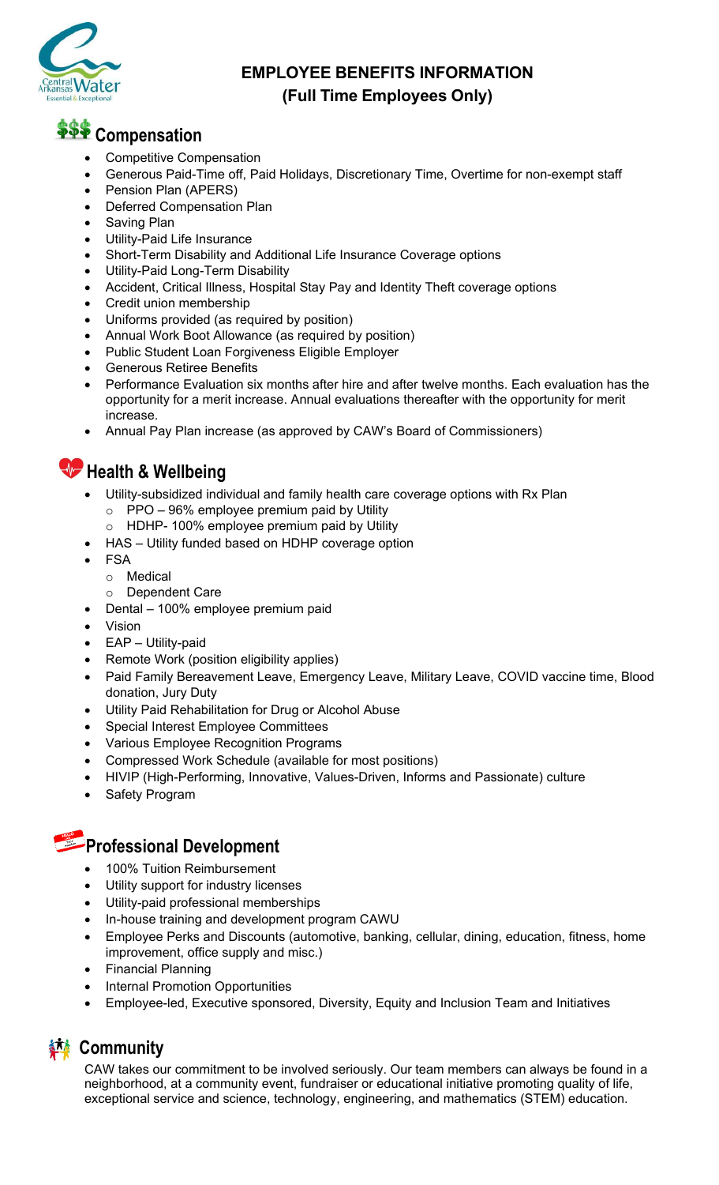# EMPLOYEE BENEFITS INFORMATION
## (Full Time Employees Only)

## $$$ Compensation

- Competitive Compensation
- Generous Paid-Time off, Paid Holidays, Discretionary Time, Overtime for non-exempt staff
- Pension Plan (APERS)
- Deferred Compensation Plan
- Saving Plan
- Utility-Paid Life Insurance
- Short-Term Disability and Additional Life Insurance Coverage options
- Utility-Paid Long-Term Disability
- Accident, Critical Illness, Hospital Stay Pay and Identity Theft coverage options
- Credit union membership
- Uniforms provided (as required by position)
- Annual Work Boot Allowance (as required by position)
- Public Student Loan Forgiveness Eligible Employer
- Generous Retiree Benefits
- Performance Evaluation six months after hire and after twelve months. Each evaluation has the opportunity for a merit increase. Annual evaluations thereafter with the opportunity for merit increase.
- Annual Pay Plan increase (as approved by CAW's Board of Commissioners)

## Health & Wellbeing

- Utility-subsidized individual and family health care coverage options with Rx Plan
  - PPO – 96% employee premium paid by Utility
  - HDHP- 100% employee premium paid by Utility
- HAS – Utility funded based on HDHP coverage option
- FSA
  - Medical
  - Dependent Care
- Dental – 100% employee premium paid
- Vision
- EAP – Utility-paid
- Remote Work (position eligibility applies)
- Paid Family Bereavement Leave, Emergency Leave, Military Leave, COVID vaccine time, Blood donation, Jury Duty
- Utility Paid Rehabilitation for Drug or Alcohol Abuse
- Special Interest Employee Committees
- Various Employee Recognition Programs
- Compressed Work Schedule (available for most positions)
- HIVIP (High-Performing, Innovative, Values-Driven, Informs and Passionate) culture
- Safety Program

## Professional Development

- 100% Tuition Reimbursement
- Utility support for industry licenses
- Utility-paid professional memberships
- In-house training and development program CAWU
- Employee Perks and Discounts (automotive, banking, cellular, dining, education, fitness, home improvement, office supply and misc.)
- Financial Planning
- Internal Promotion Opportunities
- Employee-led, Executive sponsored, Diversity, Equity and Inclusion Team and Initiatives

## Community

CAW takes our commitment to be involved seriously. Our team members can always be found in a neighborhood, at a community event, fundraiser or educational initiative promoting quality of life, exceptional service and science, technology, engineering, and mathematics (STEM) education.